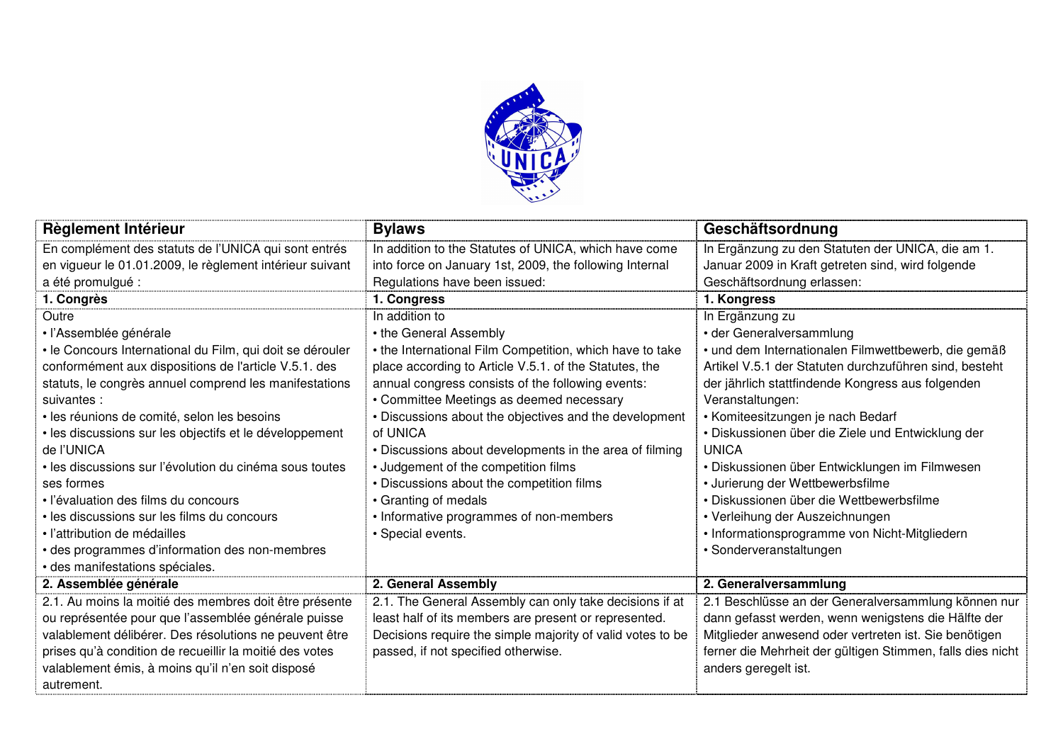| Règlement Intérieur | Bylaws | Geschäftsordnung |
|---|---|---|
| En complément des statuts de l'UNICA qui sont entrés en vigueur le 01.01.2009, le règlement intérieur suivant a été promulgué : | In addition to the Statutes of UNICA, which have come into force on January 1st, 2009, the following Internal Regulations have been issued: | In Ergänzung zu den Statuten der UNICA, die am 1. Januar 2009 in Kraft getreten sind, wird folgende Geschäftsordnung erlassen: |
| **1. Congrès** | **1. Congress** | **1. Kongress** |
| Outre<br>• l'Assemblée générale<br>• le Concours International du Film, qui doit se dérouler conformément aux dispositions de l'article V.5.1. des statuts, le congrès annuel comprend les manifestations suivantes :<br>• les réunions de comité, selon les besoins<br>• les discussions sur les objectifs et le développement de l'UNICA<br>• les discussions sur l'évolution du cinéma sous toutes ses formes<br>• l'évaluation des films du concours<br>• les discussions sur les films du concours<br>• l'attribution de médailles<br>• des programmes d'information des non-membres<br>• des manifestations spéciales. | In addition to<br>• the General Assembly<br>• the International Film Competition, which have to take place according to Article V.5.1. of the Statutes, the annual congress consists of the following events:<br>• Committee Meetings as deemed necessary<br>• Discussions about the objectives and the development of UNICA<br>• Discussions about developments in the area of filming<br>• Judgement of the competition films<br>• Discussions about the competition films<br>• Granting of medals<br>• Informative programmes of non-members<br>• Special events. | In Ergänzung zu<br>• der Generalversammlung<br>• und dem Internationalen Filmwettbewerb, die gemäß Artikel V.5.1 der Statuten durchzuführen sind, besteht der jährlich stattfindende Kongress aus folgenden Veranstaltungen:<br>• Komiteesitzungen je nach Bedarf<br>• Diskussionen über die Ziele und Entwicklung der UNICA<br>• Diskussionen über Entwicklungen im Filmwesen<br>• Jurierung der Wettbewerbsfilme<br>• Diskussionen über die Wettbewerbsfilme<br>• Verleihung der Auszeichnungen<br>• Informationsprogramme von Nicht-Mitgliedern<br>• Sonderveranstaltungen |
| **2. Assemblée générale** | **2. General Assembly** | **2. Generalversammlung** |
| 2.1. Au moins la moitié des membres doit être présente ou représentée pour que l'assemblée générale puisse valablement délibérer. Des résolutions ne peuvent être prises qu'à condition de recueillir la moitié des votes valablement émis, à moins qu'il n'en soit disposé autrement. | 2.1. The General Assembly can only take decisions if at least half of its members are present or represented. Decisions require the simple majority of valid votes to be passed, if not specified otherwise. | 2.1 Beschlüsse an der Generalversammlung können nur dann gefasst werden, wenn wenigstens die Hälfte der Mitglieder anwesend oder vertreten ist. Sie benötigen ferner die Mehrheit der gültigen Stimmen, falls dies nicht anders geregelt ist. |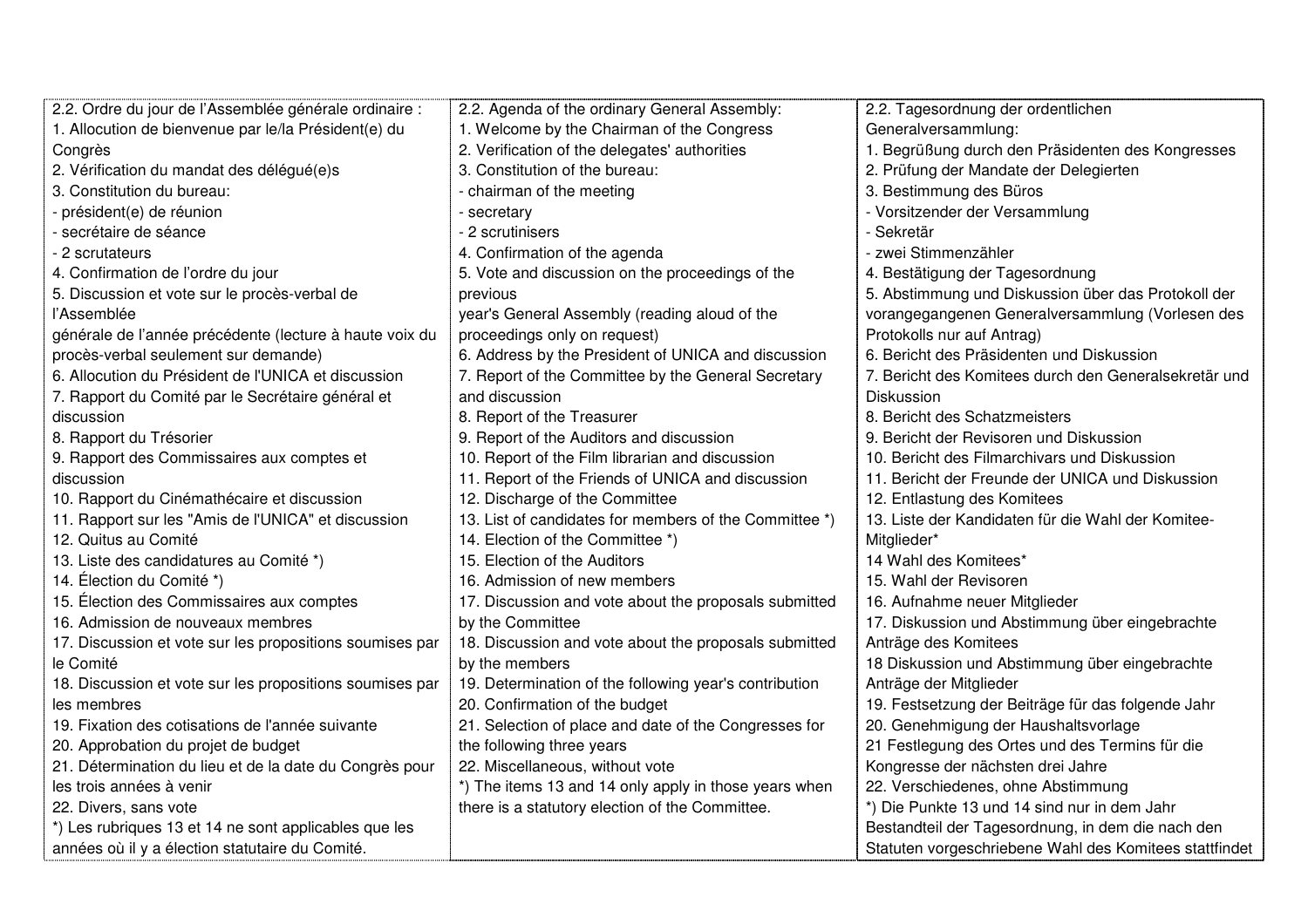| 2.2. Ordre du jour de l'Assemblée générale ordinaire : | 2.2. Agenda of the ordinary General Assembly: | 2.2. Tagesordnung der ordentlichen Generalversammlung: |
|---|---|---|
| 1. Allocution de bienvenue par le/la Président(e) du Congrès<br>2. Vérification du mandat des délégué(e)s<br>3. Constitution du bureau:<br>- président(e) de réunion<br>- secrétaire de séance<br>- 2 scrutateurs<br>4. Confirmation de l'ordre du jour<br>5. Discussion et vote sur le procès-verbal de l'Assemblée générale de l'année précédente (lecture à haute voix du procès-verbal seulement sur demande)<br>6. Allocution du Président de l'UNICA et discussion<br>7. Rapport du Comité par le Secrétaire général et discussion<br>8. Rapport du Trésorier<br>9. Rapport des Commissaires aux comptes et discussion<br>10. Rapport du Cinémathécaire et discussion<br>11. Rapport sur les "Amis de l'UNICA" et discussion<br>12. Quitus au Comité<br>13. Liste des candidatures au Comité *)<br>14. Élection du Comité *)<br>15. Élection des Commissaires aux comptes<br>16. Admission de nouveaux membres<br>17. Discussion et vote sur les propositions soumises par le Comité<br>18. Discussion et vote sur les propositions soumises par les membres<br>19. Fixation des cotisations de l'année suivante<br>20. Approbation du projet de budget<br>21. Détermination du lieu et de la date du Congrès pour les trois années à venir<br>22. Divers, sans vote<br>*) Les rubriques 13 et 14 ne sont applicables que les années où il y a élection statutaire du Comité. | 1. Welcome by the Chairman of the Congress<br>2. Verification of the delegates' authorities<br>3. Constitution of the bureau:<br>- chairman of the meeting<br>- secretary<br>- 2 scrutinisers<br>4. Confirmation of the agenda<br>5. Vote and discussion on the proceedings of the previous year's General Assembly (reading aloud of the proceedings only on request)<br>6. Address by the President of UNICA and discussion<br>7. Report of the Committee by the General Secretary and discussion<br>8. Report of the Treasurer<br>9. Report of the Auditors and discussion<br>10. Report of the Film librarian and discussion<br>11. Report of the Friends of UNICA and discussion<br>12. Discharge of the Committee<br>13. List of candidates for members of the Committee *)<br>14. Election of the Committee *)<br>15. Election of the Auditors<br>16. Admission of new members<br>17. Discussion and vote about the proposals submitted by the Committee<br>18. Discussion and vote about the proposals submitted by the members<br>19. Determination of the following year's contribution<br>20. Confirmation of the budget<br>21. Selection of place and date of the Congresses for the following three years<br>22. Miscellaneous, without vote<br>*) The items 13 and 14 only apply in those years when there is a statutory election of the Committee. | 1. Begrüßung durch den Präsidenten des Kongresses<br>2. Prüfung der Mandate der Delegierten<br>3. Bestimmung des Büros<br>- Vorsitzender der Versammlung<br>- Sekretär<br>- zwei Stimmenzähler<br>4. Bestätigung der Tagesordnung<br>5. Abstimmung und Diskussion über das Protokoll der vorangegangenen Generalversammlung (Vorlesen des Protokolls nur auf Antrag)<br>6. Bericht des Präsidenten und Diskussion<br>7. Bericht des Komitees durch den Generalsekretär und Diskussion<br>8. Bericht des Schatzmeisters<br>9. Bericht der Revisoren und Diskussion<br>10. Bericht des Filmarchivars und Diskussion<br>11. Bericht der Freunde der UNICA und Diskussion<br>12. Entlastung des Komitees<br>13. Liste der Kandidaten für die Wahl der Komitee-Mitglieder*<br>14 Wahl des Komitees*<br>15. Wahl der Revisoren<br>16. Aufnahme neuer Mitglieder<br>17. Diskussion und Abstimmung über eingebrachte Anträge des Komitees<br>18 Diskussion und Abstimmung über eingebrachte Anträge der Mitglieder<br>19. Festsetzung der Beiträge für das folgende Jahr<br>20. Genehmigung der Haushaltsvorlage<br>21 Festlegung des Ortes und des Termins für die Kongresse der nächsten drei Jahre<br>22. Verschiedenes, ohne Abstimmung<br>*) Die Punkte 13 und 14 sind nur in dem Jahr Bestandteil der Tagesordnung, in dem die nach den Statuten vorgeschriebene Wahl des Komitees stattfindet |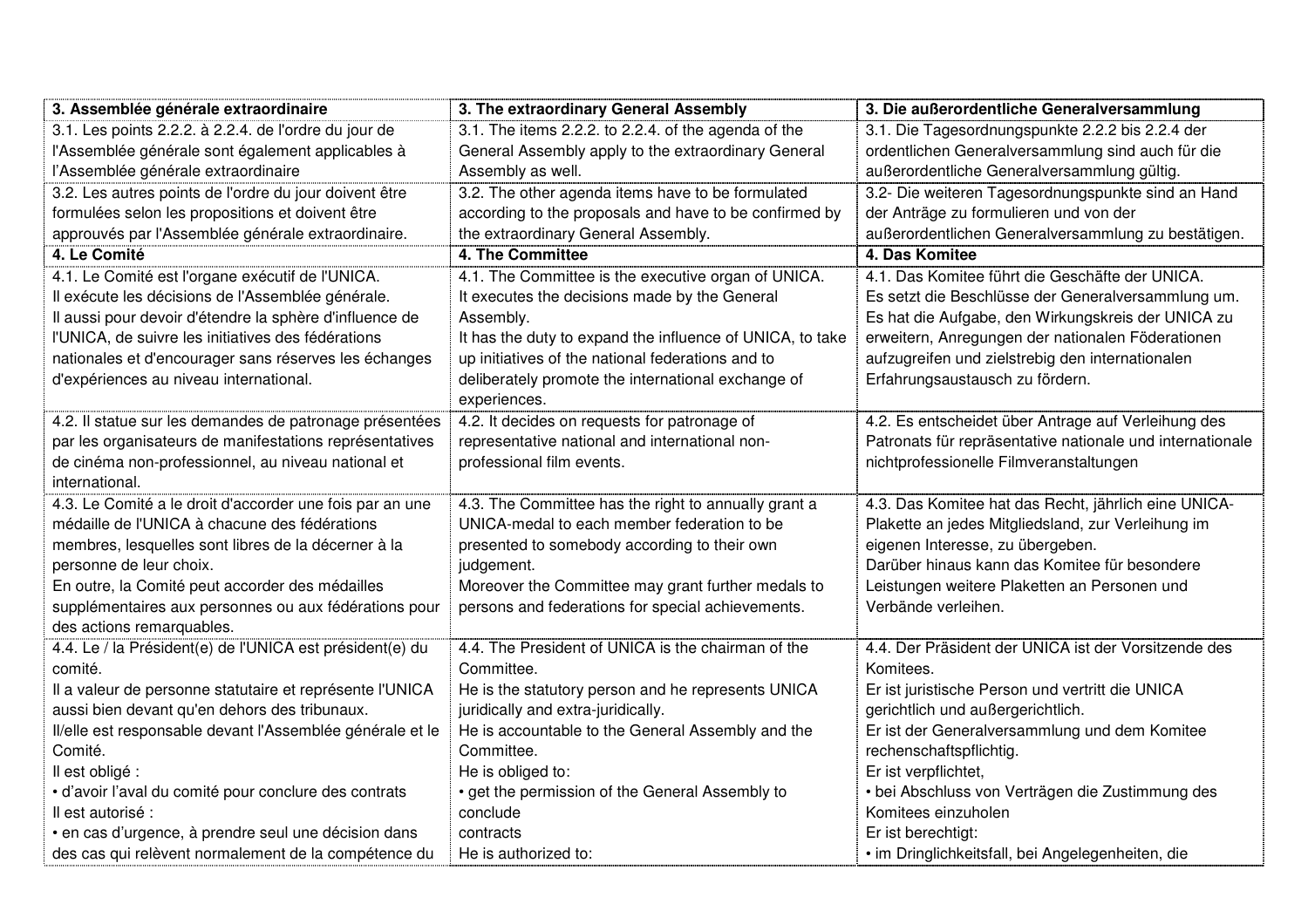| 3. Assemblée générale extraordinaire | 3. The extraordinary General Assembly | 3. Die außerordentliche Generalversammlung |
|---|---|---|
| 3.1. Les points 2.2.2. à 2.2.4. de l'ordre du jour de l'Assemblée générale sont également applicables à l'Assemblée générale extraordinaire | 3.1. The items 2.2.2. to 2.2.4. of the agenda of the General Assembly apply to the extraordinary General Assembly as well. | 3.1. Die Tagesordnungspunkte 2.2.2 bis 2.2.4 der ordentlichen Generalversammlung sind auch für die außerordentliche Generalversammlung gültig. |
| 3.2. Les autres points de l'ordre du jour doivent être formulées selon les propositions et doivent être approuvés par l'Assemblée générale extraordinaire. | 3.2. The other agenda items have to be formulated according to the proposals and have to be confirmed by the extraordinary General Assembly. | 3.2- Die weiteren Tagesordnungspunkte sind an Hand der Anträge zu formulieren und von der außerordentlichen Generalversammlung zu bestätigen. |
| **4. Le Comité** | **4. The Committee** | **4. Das Komitee** |
| 4.1. Le Comité est l'organe exécutif de l'UNICA.<br>Il exécute les décisions de l'Assemblée générale.<br>Il aussi pour devoir d'étendre la sphère d'influence de l'UNICA, de suivre les initiatives des fédérations nationales et d'encourager sans réserves les échanges d'expériences au niveau international. | 4.1. The Committee is the executive organ of UNICA.<br>It executes the decisions made by the General Assembly.<br>It has the duty to expand the influence of UNICA, to take up initiatives of the national federations and to deliberately promote the international exchange of experiences. | 4.1. Das Komitee führt die Geschäfte der UNICA.<br>Es setzt die Beschlüsse der Generalversammlung um.<br>Es hat die Aufgabe, den Wirkungskreis der UNICA zu erweitern, Anregungen der nationalen Föderationen aufzugreifen und zielstrebig den internationalen Erfahrungsaustausch zu fördern. |
| 4.2. Il statue sur les demandes de patronage présentées par les organisateurs de manifestations représentatives de cinéma non-professionnel, au niveau national et international. | 4.2. It decides on requests for patronage of representative national and international non-professional film events. | 4.2. Es entscheidet über Antrage auf Verleihung des Patronats für repräsentative nationale und internationale nichtprofessionelle Filmveranstaltungen |
| 4.3. Le Comité a le droit d'accorder une fois par an une médaille de l'UNICA à chacune des fédérations membres, lesquelles sont libres de la décerner à la personne de leur choix.<br>En outre, la Comité peut accorder des médailles supplémentaires aux personnes ou aux fédérations pour des actions remarquables. | 4.3. The Committee has the right to annually grant a UNICA-medal to each member federation to be presented to somebody according to their own judgement.<br>Moreover the Committee may grant further medals to persons and federations for special achievements. | 4.3. Das Komitee hat das Recht, jährlich eine UNICA-Plakette an jedes Mitgliedsland, zur Verleihung im eigenen Interesse, zu übergeben.<br>Darüber hinaus kann das Komitee für besondere Leistungen weitere Plaketten an Personen und Verbände verleihen. |
| 4.4. Le / la Président(e) de l'UNICA est président(e) du comité.<br>Il a valeur de personne statutaire et représente l'UNICA aussi bien devant qu'en dehors des tribunaux.<br>Il/elle est responsable devant l'Assemblée générale et le Comité.<br>Il est obligé :<br>• d'avoir l'aval du comité pour conclure des contrats<br>Il est autorisé :<br>• en cas d'urgence, à prendre seul une décision dans des cas qui relèvent normalement de la compétence du | 4.4. The President of UNICA is the chairman of the Committee.<br>He is the statutory person and he represents UNICA juridically and extra-juridically.<br>He is accountable to the General Assembly and the Committee.<br>He is obliged to:<br>• get the permission of the General Assembly to conclude contracts<br>He is authorized to: | 4.4. Der Präsident der UNICA ist der Vorsitzende des Komitees.<br>Er ist juristische Person und vertritt die UNICA gerichtlich und außergerichtlich.<br>Er ist der Generalversammlung und dem Komitee rechenschaftspflichtig.<br>Er ist verpflichtet,<br>• bei Abschluss von Verträgen die Zustimmung des Komitees einzuholen<br>Er ist berechtigt:<br>• im Dringlichkeitsfall, bei Angelegenheiten, die |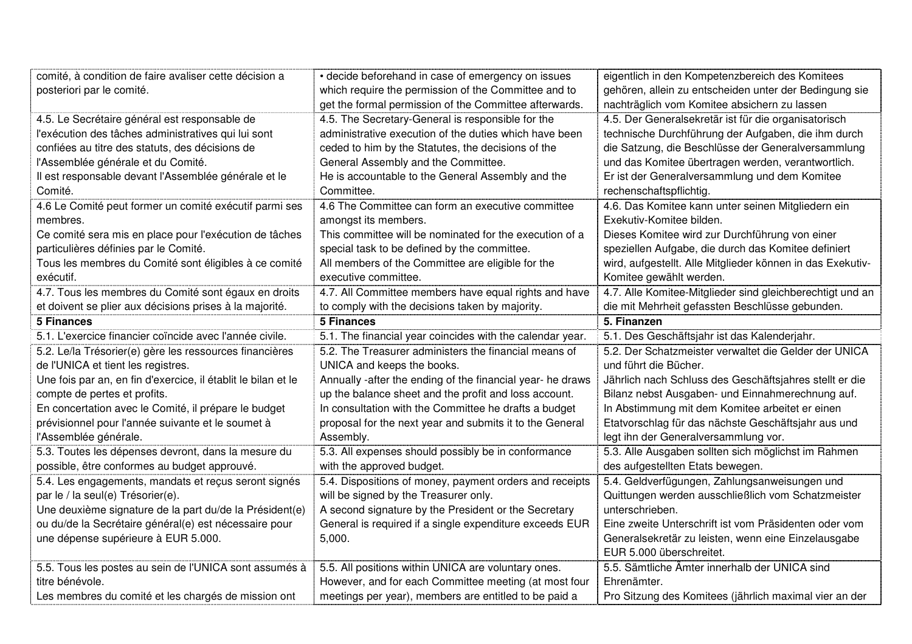| | | |
|---|---|---|
| comité, à condition de faire avaliser cette décision a posteriori par le comité. | • decide beforehand in case of emergency on issues which require the permission of the Committee and to get the formal permission of the Committee afterwards. | eigentlich in den Kompetenzbereich des Komitees gehören, allein zu entscheiden unter der Bedingung sie nachträglich vom Komitee absichern zu lassen |
| 4.5. Le Secrétaire général est responsable de l'exécution des tâches administratives qui lui sont confiées au titre des statuts, des décisions de l'Assemblée générale et du Comité.<br>Il est responsable devant l'Assemblée générale et le Comité. | 4.5. The Secretary-General is responsible for the administrative execution of the duties which have been ceded to him by the Statutes, the decisions of the General Assembly and the Committee.<br>He is accountable to the General Assembly and the Committee. | 4.5. Der Generalsekretär ist für die organisatorisch technische Durchführung der Aufgaben, die ihm durch die Satzung, die Beschlüsse der Generalversammlung und das Komitee übertragen werden, verantwortlich.<br>Er ist der Generalversammlung und dem Komitee rechenschaftspflichtig. |
| 4.6 Le Comité peut former un comité exécutif parmi ses membres.<br>Ce comité sera mis en place pour l'exécution de tâches particulières définies par le Comité.<br>Tous les membres du Comité sont éligibles à ce comité exécutif. | 4.6 The Committee can form an executive committee amongst its members.<br>This committee will be nominated for the execution of a special task to be defined by the committee.<br>All members of the Committee are eligible for the executive committee. | 4.6. Das Komitee kann unter seinen Mitgliedern ein Exekutiv-Komitee bilden.<br>Dieses Komitee wird zur Durchführung von einer speziellen Aufgabe, die durch das Komitee definiert wird, aufgestellt. Alle Mitglieder können in das Exekutiv-Komitee gewählt werden. |
| 4.7. Tous les membres du Comité sont égaux en droits et doivent se plier aux décisions prises à la majorité. | 4.7. All Committee members have equal rights and have to comply with the decisions taken by majority. | 4.7. Alle Komitee-Mitglieder sind gleichberechtigt und an die mit Mehrheit gefassten Beschlüsse gebunden. |
| **5 Finances** | **5 Finances** | **5. Finanzen** |
| 5.1. L'exercice financier coïncide avec l'année civile. | 5.1. The financial year coincides with the calendar year. | 5.1. Des Geschäftsjahr ist das Kalenderjahr. |
| 5.2. Le/la Trésorier(e) gère les ressources financières de l'UNICA et tient les registres.<br>Une fois par an, en fin d'exercice, il établit le bilan et le compte de pertes et profits.<br>En concertation avec le Comité, il prépare le budget prévisionnel pour l'année suivante et le soumet à l'Assemblée générale. | 5.2. The Treasurer administers the financial means of UNICA and keeps the books.<br>Annually -after the ending of the financial year- he draws up the balance sheet and the profit and loss account.<br>In consultation with the Committee he drafts a budget proposal for the next year and submits it to the General Assembly. | 5.2. Der Schatzmeister verwaltet die Gelder der UNICA und führt die Bücher.<br>Jährlich nach Schluss des Geschäftsjahres stellt er die Bilanz nebst Ausgaben- und Einnahmerechnung auf.<br>In Abstimmung mit dem Komitee arbeitet er einen Etatvorschlag für das nächste Geschäftsjahr aus und legt ihn der Generalversammlung vor. |
| 5.3. Toutes les dépenses devront, dans la mesure du possible, être conformes au budget approuvé. | 5.3. All expenses should possibly be in conformance with the approved budget. | 5.3. Alle Ausgaben sollten sich möglichst im Rahmen des aufgestellten Etats bewegen. |
| 5.4. Les engagements, mandats et reçus seront signés par le / la seul(e) Trésorier(e).<br>Une deuxième signature de la part du/de la Président(e) ou du/de la Secrétaire général(e) est nécessaire pour une dépense supérieure à EUR 5.000. | 5.4. Dispositions of money, payment orders and receipts will be signed by the Treasurer only.<br>A second signature by the President or the Secretary General is required if a single expenditure exceeds EUR 5,000. | 5.4. Geldverfügungen, Zahlungsanweisungen und Quittungen werden ausschließlich vom Schatzmeister unterschrieben.<br>Eine zweite Unterschrift ist vom Präsidenten oder vom Generalsekretär zu leisten, wenn eine Einzelausgabe EUR 5.000 überschreitet. |
| 5.5. Tous les postes au sein de l'UNICA sont assumés à titre bénévole.<br>Les membres du comité et les chargés de mission ont | 5.5. All positions within UNICA are voluntary ones. However, and for each Committee meeting (at most four meetings per year), members are entitled to be paid a | 5.5. Sämtliche Ämter innerhalb der UNICA sind Ehrenämter.<br>Pro Sitzung des Komitees (jährlich maximal vier an der |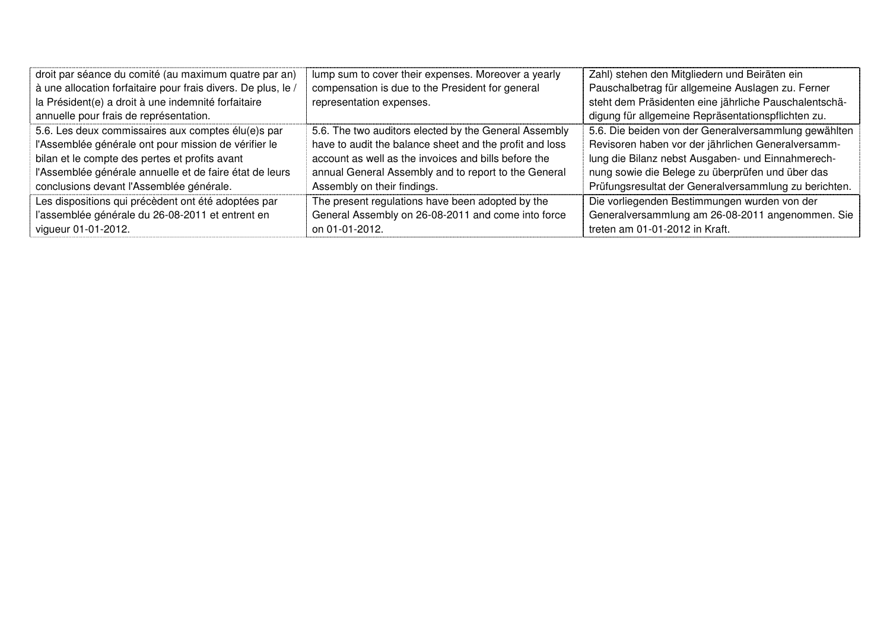| | | |
|---|---|---|
| droit par séance du comité (au maximum quatre par an) à une allocation forfaitaire pour frais divers. De plus, le / la Président(e) a droit à une indemnité forfaitaire annuelle pour frais de représentation. | lump sum to cover their expenses. Moreover a yearly compensation is due to the President for general representation expenses. | Zahl) stehen den Mitgliedern und Beiräten ein Pauschalbetrag für allgemeine Auslagen zu. Ferner steht dem Präsidenten eine jährliche Pauschalentschädigung für allgemeine Repräsentationspflichten zu. |
| 5.6. Les deux commissaires aux comptes élu(e)s par l'Assemblée générale ont pour mission de vérifier le bilan et le compte des pertes et profits avant l'Assemblée générale annuelle et de faire état de leurs conclusions devant l'Assemblée générale. | 5.6. The two auditors elected by the General Assembly have to audit the balance sheet and the profit and loss account as well as the invoices and bills before the annual General Assembly and to report to the General Assembly on their findings. | 5.6. Die beiden von der Generalversammlung gewählten Revisoren haben vor der jährlichen Generalversammlung die Bilanz nebst Ausgaben- und Einnahmerechnung sowie die Belege zu überprüfen und über das Prüfungsresultat der Generalversammlung zu berichten. |
| Les dispositions qui précèdent ont été adoptées par l'assemblée générale du 26-08-2011 et entrent en vigueur 01-01-2012. | The present regulations have been adopted by the General Assembly on 26-08-2011 and come into force on 01-01-2012. | Die vorliegenden Bestimmungen wurden von der Generalversammlung am 26-08-2011 angenommen. Sie treten am 01-01-2012 in Kraft. |